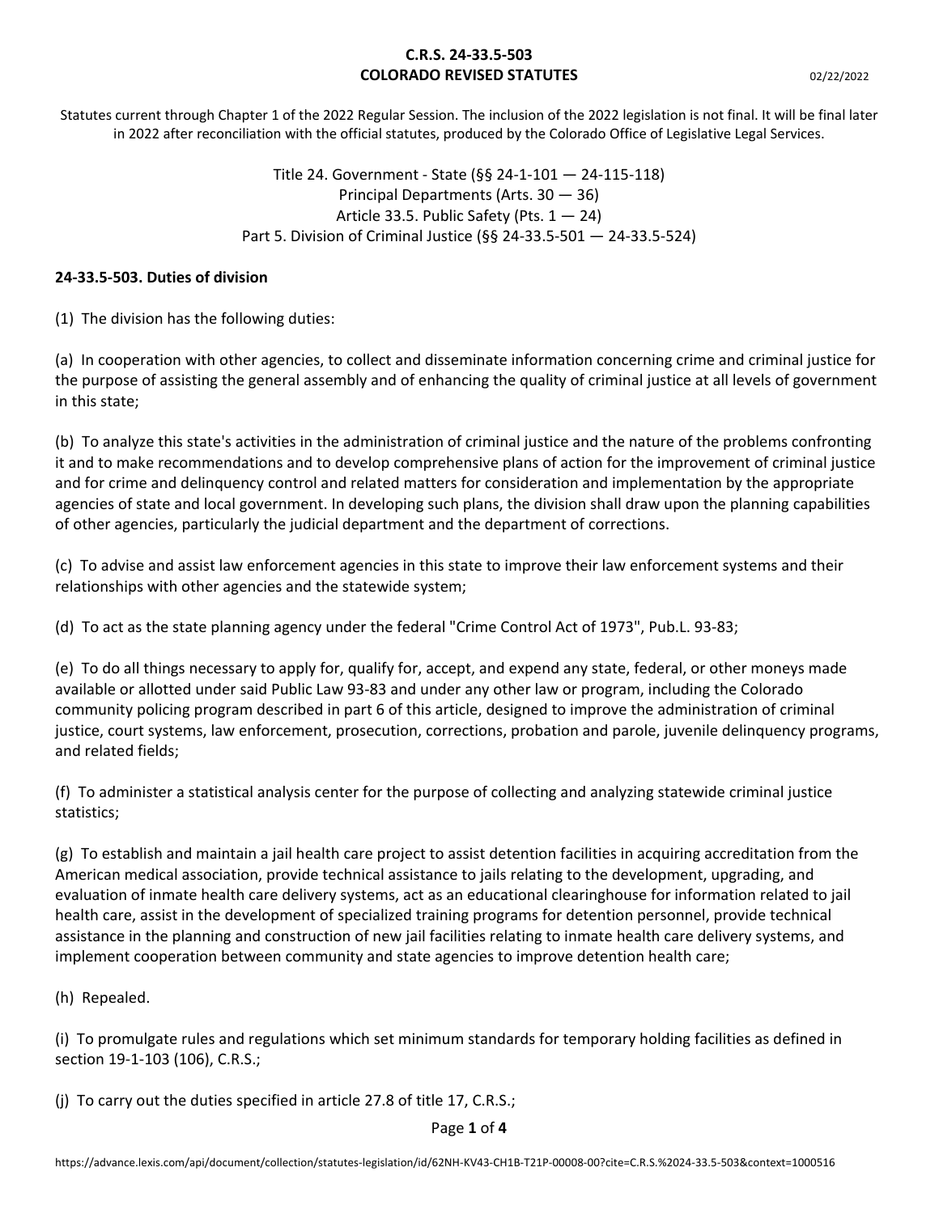**C.R.S. 24-33.5-503**
**COLORADO REVISED STATUTES**

Statutes current through Chapter 1 of the 2022 Regular Session. The inclusion of the 2022 legislation is not final. It will be final later in 2022 after reconciliation with the official statutes, produced by the Colorado Office of Legislative Legal Services.

Title 24. Government - State (§§ 24-1-101 — 24-115-118)
Principal Departments (Arts. 30 — 36)
Article 33.5. Public Safety (Pts. 1 — 24)
Part 5. Division of Criminal Justice (§§ 24-33.5-501 — 24-33.5-524)

## 24-33.5-503. Duties of division

(1) The division has the following duties:

(a) In cooperation with other agencies, to collect and disseminate information concerning crime and criminal justice for the purpose of assisting the general assembly and of enhancing the quality of criminal justice at all levels of government in this state;

(b) To analyze this state's activities in the administration of criminal justice and the nature of the problems confronting it and to make recommendations and to develop comprehensive plans of action for the improvement of criminal justice and for crime and delinquency control and related matters for consideration and implementation by the appropriate agencies of state and local government. In developing such plans, the division shall draw upon the planning capabilities of other agencies, particularly the judicial department and the department of corrections.

(c) To advise and assist law enforcement agencies in this state to improve their law enforcement systems and their relationships with other agencies and the statewide system;

(d) To act as the state planning agency under the federal "Crime Control Act of 1973", Pub.L. 93-83;

(e) To do all things necessary to apply for, qualify for, accept, and expend any state, federal, or other moneys made available or allotted under said Public Law 93-83 and under any other law or program, including the Colorado community policing program described in part 6 of this article, designed to improve the administration of criminal justice, court systems, law enforcement, prosecution, corrections, probation and parole, juvenile delinquency programs, and related fields;

(f) To administer a statistical analysis center for the purpose of collecting and analyzing statewide criminal justice statistics;

(g) To establish and maintain a jail health care project to assist detention facilities in acquiring accreditation from the American medical association, provide technical assistance to jails relating to the development, upgrading, and evaluation of inmate health care delivery systems, act as an educational clearinghouse for information related to jail health care, assist in the development of specialized training programs for detention personnel, provide technical assistance in the planning and construction of new jail facilities relating to inmate health care delivery systems, and implement cooperation between community and state agencies to improve detention health care;

(h) Repealed.

(i) To promulgate rules and regulations which set minimum standards for temporary holding facilities as defined in section 19-1-103 (106), C.R.S.;

(j) To carry out the duties specified in article 27.8 of title 17, C.R.S.;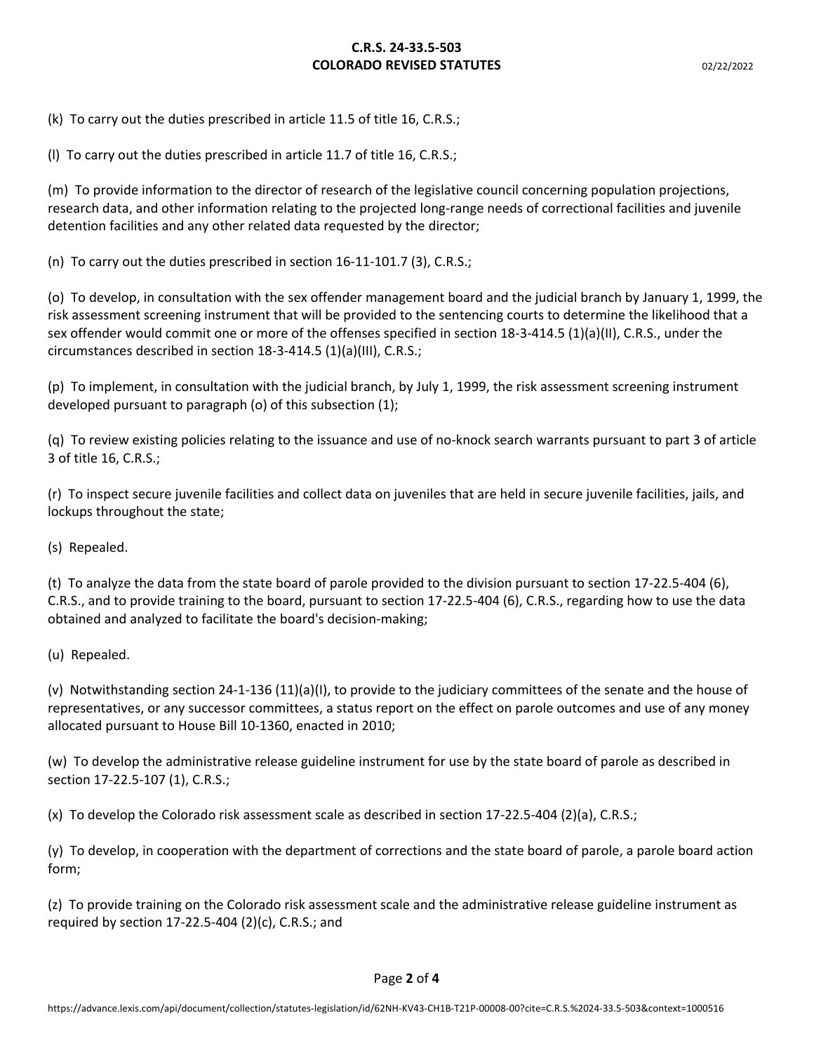(k) To carry out the duties prescribed in article 11.5 of title 16, C.R.S.;

(l) To carry out the duties prescribed in article 11.7 of title 16, C.R.S.;

(m) To provide information to the director of research of the legislative council concerning population projections, research data, and other information relating to the projected long-range needs of correctional facilities and juvenile detention facilities and any other related data requested by the director;

(n) To carry out the duties prescribed in section 16-11-101.7 (3), C.R.S.;

(o) To develop, in consultation with the sex offender management board and the judicial branch by January 1, 1999, the risk assessment screening instrument that will be provided to the sentencing courts to determine the likelihood that a sex offender would commit one or more of the offenses specified in section 18-3-414.5 (1)(a)(II), C.R.S., under the circumstances described in section 18-3-414.5 (1)(a)(III), C.R.S.;

(p) To implement, in consultation with the judicial branch, by July 1, 1999, the risk assessment screening instrument developed pursuant to paragraph (o) of this subsection (1);

(q) To review existing policies relating to the issuance and use of no-knock search warrants pursuant to part 3 of article 3 of title 16, C.R.S.;

(r) To inspect secure juvenile facilities and collect data on juveniles that are held in secure juvenile facilities, jails, and lockups throughout the state;

(s) Repealed.

(t) To analyze the data from the state board of parole provided to the division pursuant to section 17-22.5-404 (6), C.R.S., and to provide training to the board, pursuant to section 17-22.5-404 (6), C.R.S., regarding how to use the data obtained and analyzed to facilitate the board's decision-making;

(u) Repealed.

(v) Notwithstanding section 24-1-136 (11)(a)(I), to provide to the judiciary committees of the senate and the house of representatives, or any successor committees, a status report on the effect on parole outcomes and use of any money allocated pursuant to House Bill 10-1360, enacted in 2010;

(w) To develop the administrative release guideline instrument for use by the state board of parole as described in section 17-22.5-107 (1), C.R.S.;

(x) To develop the Colorado risk assessment scale as described in section 17-22.5-404 (2)(a), C.R.S.;

(y) To develop, in cooperation with the department of corrections and the state board of parole, a parole board action form;

(z) To provide training on the Colorado risk assessment scale and the administrative release guideline instrument as required by section 17-22.5-404 (2)(c), C.R.S.; and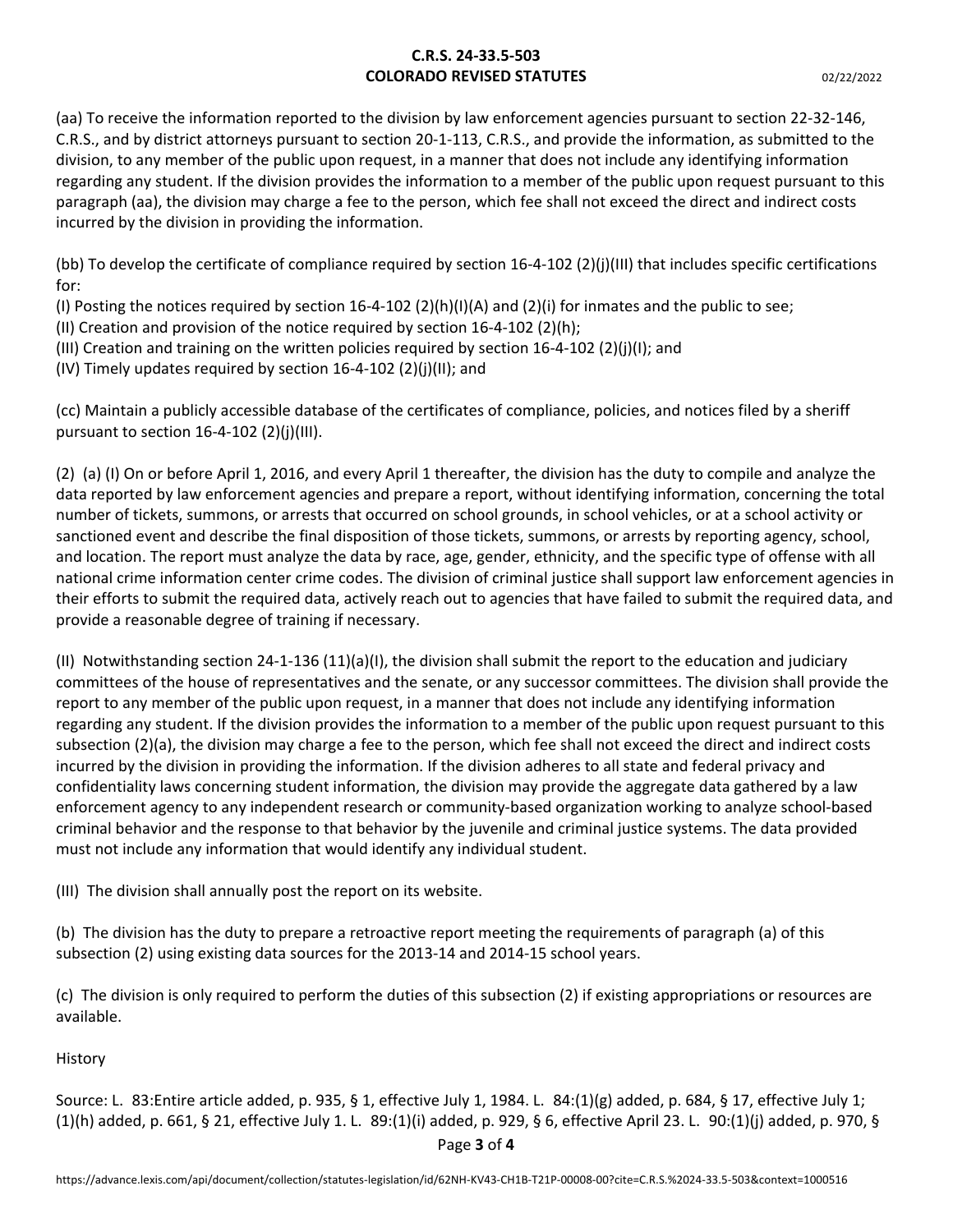(aa) To receive the information reported to the division by law enforcement agencies pursuant to section 22-32-146, C.R.S., and by district attorneys pursuant to section 20-1-113, C.R.S., and provide the information, as submitted to the division, to any member of the public upon request, in a manner that does not include any identifying information regarding any student. If the division provides the information to a member of the public upon request pursuant to this paragraph (aa), the division may charge a fee to the person, which fee shall not exceed the direct and indirect costs incurred by the division in providing the information.

(bb) To develop the certificate of compliance required by section 16-4-102 (2)(j)(III) that includes specific certifications for:

(I) Posting the notices required by section 16-4-102 (2)(h)(I)(A) and (2)(i) for inmates and the public to see;

(II) Creation and provision of the notice required by section 16-4-102 (2)(h);

(III) Creation and training on the written policies required by section 16-4-102 (2)(j)(I); and

(IV) Timely updates required by section 16-4-102 (2)(j)(II); and

(cc) Maintain a publicly accessible database of the certificates of compliance, policies, and notices filed by a sheriff pursuant to section 16-4-102 (2)(j)(III).

(2) (a) (I) On or before April 1, 2016, and every April 1 thereafter, the division has the duty to compile and analyze the data reported by law enforcement agencies and prepare a report, without identifying information, concerning the total number of tickets, summons, or arrests that occurred on school grounds, in school vehicles, or at a school activity or sanctioned event and describe the final disposition of those tickets, summons, or arrests by reporting agency, school, and location. The report must analyze the data by race, age, gender, ethnicity, and the specific type of offense with all national crime information center crime codes. The division of criminal justice shall support law enforcement agencies in their efforts to submit the required data, actively reach out to agencies that have failed to submit the required data, and provide a reasonable degree of training if necessary.

(II) Notwithstanding section 24-1-136 (11)(a)(I), the division shall submit the report to the education and judiciary committees of the house of representatives and the senate, or any successor committees. The division shall provide the report to any member of the public upon request, in a manner that does not include any identifying information regarding any student. If the division provides the information to a member of the public upon request pursuant to this subsection (2)(a), the division may charge a fee to the person, which fee shall not exceed the direct and indirect costs incurred by the division in providing the information. If the division adheres to all state and federal privacy and confidentiality laws concerning student information, the division may provide the aggregate data gathered by a law enforcement agency to any independent research or community-based organization working to analyze school-based criminal behavior and the response to that behavior by the juvenile and criminal justice systems. The data provided must not include any information that would identify any individual student.

(III) The division shall annually post the report on its website.

(b) The division has the duty to prepare a retroactive report meeting the requirements of paragraph (a) of this subsection (2) using existing data sources for the 2013-14 and 2014-15 school years.

(c) The division is only required to perform the duties of this subsection (2) if existing appropriations or resources are available.

History

Source: L. 83:Entire article added, p. 935, § 1, effective July 1, 1984. L. 84:(1)(g) added, p. 684, § 17, effective July 1; (1)(h) added, p. 661, § 21, effective July 1. L. 89:(1)(i) added, p. 929, § 6, effective April 23. L. 90:(1)(j) added, p. 970, §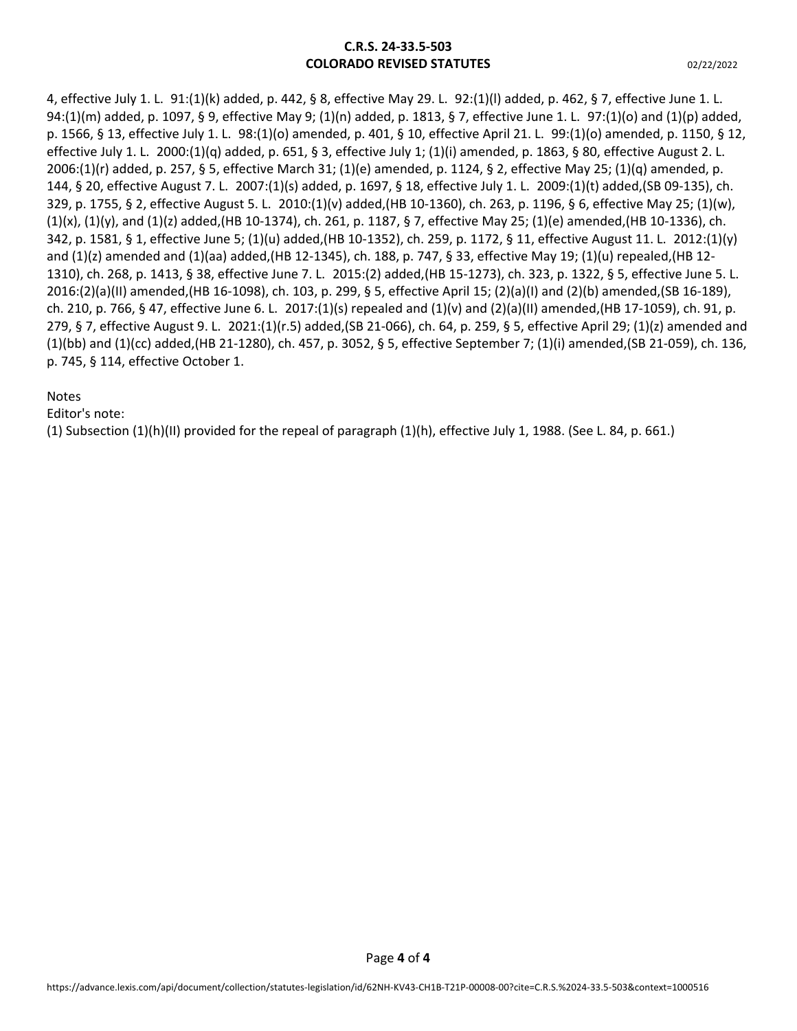4, effective July 1. L. 91:(1)(k) added, p. 442, § 8, effective May 29. L. 92:(1)(l) added, p. 462, § 7, effective June 1. L. 94:(1)(m) added, p. 1097, § 9, effective May 9; (1)(n) added, p. 1813, § 7, effective June 1. L. 97:(1)(o) and (1)(p) added, p. 1566, § 13, effective July 1. L. 98:(1)(o) amended, p. 401, § 10, effective April 21. L. 99:(1)(o) amended, p. 1150, § 12, effective July 1. L. 2000:(1)(q) added, p. 651, § 3, effective July 1; (1)(i) amended, p. 1863, § 80, effective August 2. L. 2006:(1)(r) added, p. 257, § 5, effective March 31; (1)(e) amended, p. 1124, § 2, effective May 25; (1)(q) amended, p. 144, § 20, effective August 7. L. 2007:(1)(s) added, p. 1697, § 18, effective July 1. L. 2009:(1)(t) added,(SB 09-135), ch. 329, p. 1755, § 2, effective August 5. L. 2010:(1)(v) added,(HB 10-1360), ch. 263, p. 1196, § 6, effective May 25; (1)(w), (1)(x), (1)(y), and (1)(z) added,(HB 10-1374), ch. 261, p. 1187, § 7, effective May 25; (1)(e) amended,(HB 10-1336), ch. 342, p. 1581, § 1, effective June 5; (1)(u) added,(HB 10-1352), ch. 259, p. 1172, § 11, effective August 11. L. 2012:(1)(y) and (1)(z) amended and (1)(aa) added,(HB 12-1345), ch. 188, p. 747, § 33, effective May 19; (1)(u) repealed,(HB 12-1310), ch. 268, p. 1413, § 38, effective June 7. L. 2015:(2) added,(HB 15-1273), ch. 323, p. 1322, § 5, effective June 5. L. 2016:(2)(a)(II) amended,(HB 16-1098), ch. 103, p. 299, § 5, effective April 15; (2)(a)(I) and (2)(b) amended,(SB 16-189), ch. 210, p. 766, § 47, effective June 6. L. 2017:(1)(s) repealed and (1)(v) and (2)(a)(II) amended,(HB 17-1059), ch. 91, p. 279, § 7, effective August 9. L. 2021:(1)(r.5) added,(SB 21-066), ch. 64, p. 259, § 5, effective April 29; (1)(z) amended and (1)(bb) and (1)(cc) added,(HB 21-1280), ch. 457, p. 3052, § 5, effective September 7; (1)(i) amended,(SB 21-059), ch. 136, p. 745, § 114, effective October 1.

Notes

Editor's note:

(1) Subsection (1)(h)(II) provided for the repeal of paragraph (1)(h), effective July 1, 1988. (See L. 84, p. 661.)